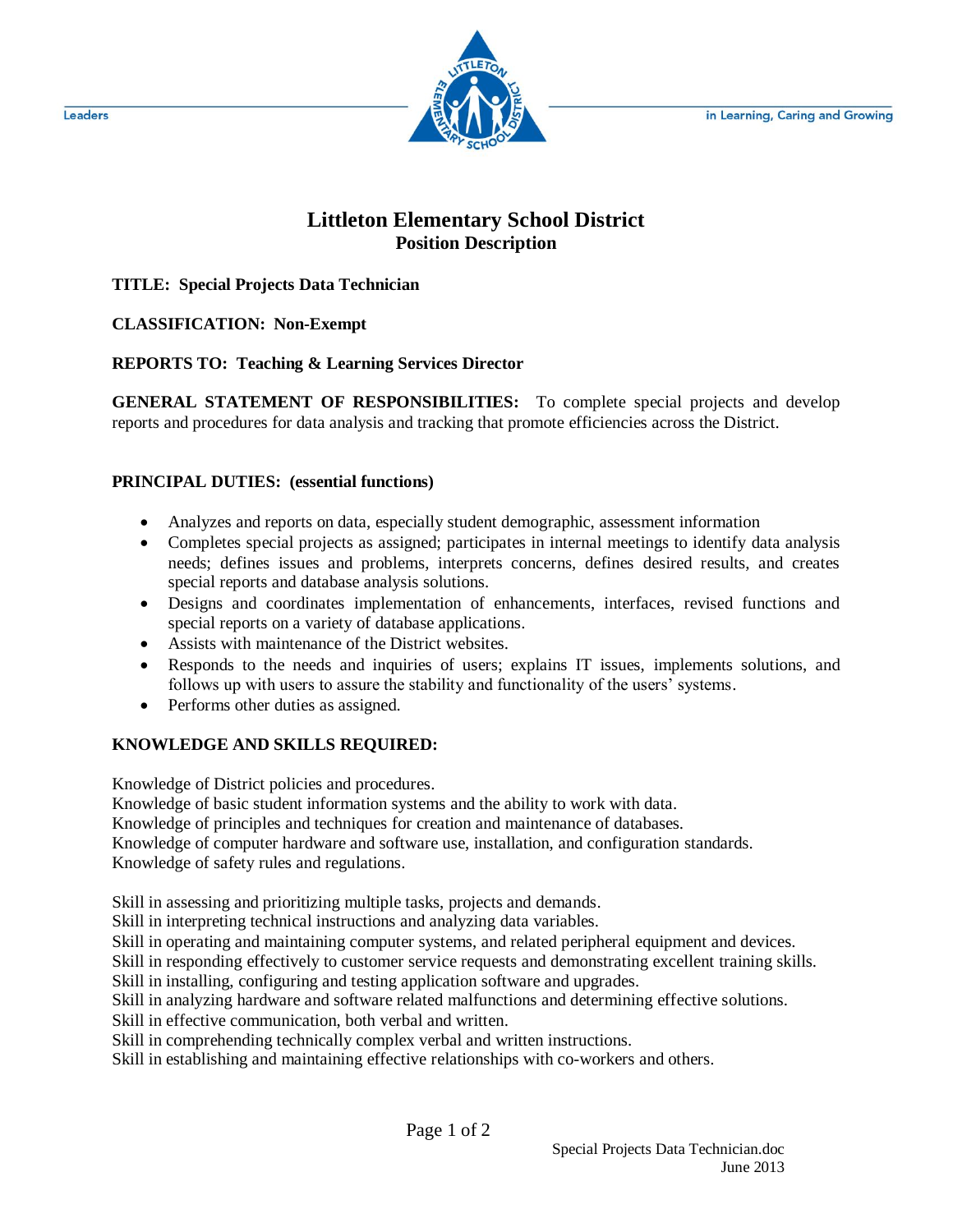# Littleton Elementary School District

## Position Description

**TITLE: Special Projects Data Technician**

**CLASSIFICATION: Non-Exempt**

**REPORTS TO: Teaching & Learning Services Director**

**GENERAL STATEMENT OF RESPONSIBILITIES:** To complete special projects and develop reports and procedures for data analysis and tracking that promote efficiencies across the District.

**PRINCIPAL DUTIES: (essential functions)**

- Analyzes and reports on data, especially student demographic, assessment information
- Completes special projects as assigned; participates in internal meetings to identify data analysis needs; defines issues and problems, interprets concerns, defines desired results, and creates special reports and database analysis solutions.
- Designs and coordinates implementation of enhancements, interfaces, revised functions and special reports on a variety of database applications.
- Assists with maintenance of the District websites.
- Responds to the needs and inquiries of users; explains IT issues, implements solutions, and follows up with users to assure the stability and functionality of the users' systems.
- Performs other duties as assigned.

**KNOWLEDGE AND SKILLS REQUIRED:**

Knowledge of District policies and procedures.
Knowledge of basic student information systems and the ability to work with data.
Knowledge of principles and techniques for creation and maintenance of databases.
Knowledge of computer hardware and software use, installation, and configuration standards.
Knowledge of safety rules and regulations.

Skill in assessing and prioritizing multiple tasks, projects and demands.
Skill in interpreting technical instructions and analyzing data variables.
Skill in operating and maintaining computer systems, and related peripheral equipment and devices.
Skill in responding effectively to customer service requests and demonstrating excellent training skills.
Skill in installing, configuring and testing application software and upgrades.
Skill in analyzing hardware and software related malfunctions and determining effective solutions.
Skill in effective communication, both verbal and written.
Skill in comprehending technically complex verbal and written instructions.
Skill in establishing and maintaining effective relationships with co-workers and others.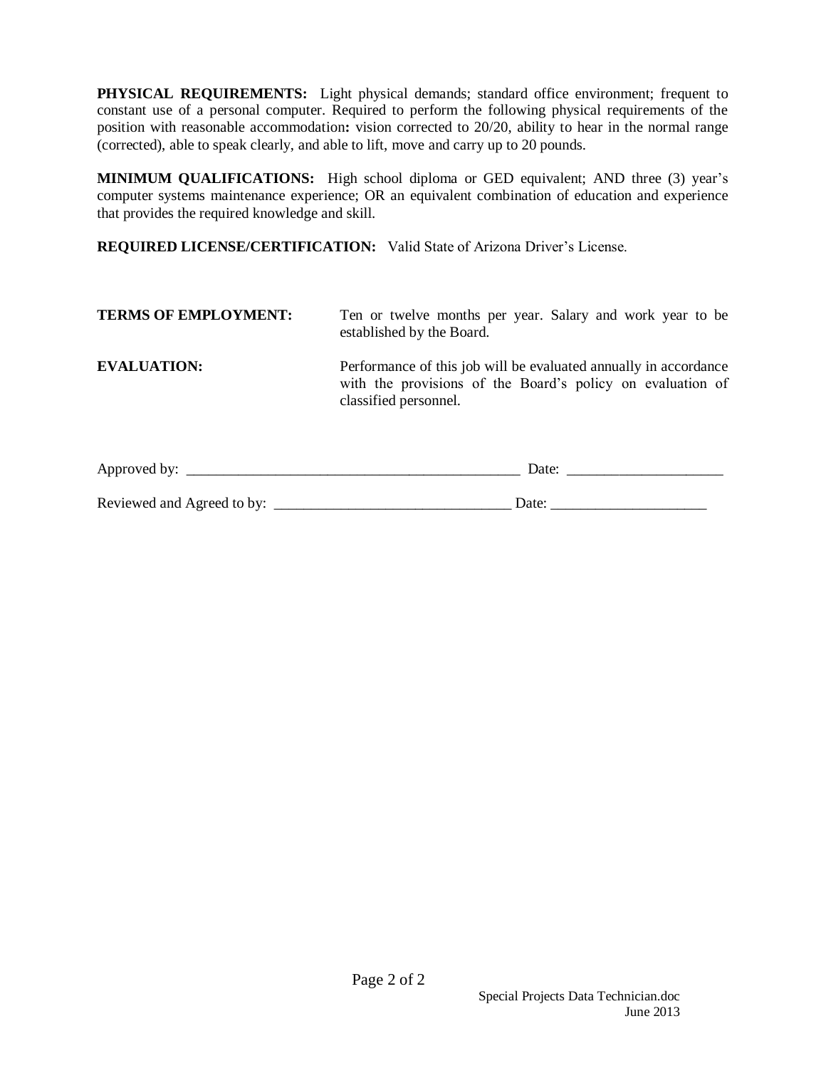**PHYSICAL REQUIREMENTS:** Light physical demands; standard office environment; frequent to constant use of a personal computer. Required to perform the following physical requirements of the position with reasonable accommodation**:** vision corrected to 20/20, ability to hear in the normal range (corrected), able to speak clearly, and able to lift, move and carry up to 20 pounds.

**MINIMUM QUALIFICATIONS:** High school diploma or GED equivalent; AND three (3) year's computer systems maintenance experience; OR an equivalent combination of education and experience that provides the required knowledge and skill.

**REQUIRED LICENSE/CERTIFICATION:** Valid State of Arizona Driver's License.

**TERMS OF EMPLOYMENT:** Ten or twelve months per year. Salary and work year to be established by the Board.

**EVALUATION:** Performance of this job will be evaluated annually in accordance with the provisions of the Board's policy on evaluation of classified personnel.

Approved by: _______________________________________________ Date: _____________________

Reviewed and Agreed to by: ________________________________ Date: _____________________

Special Projects Data Technician.doc
June 2013